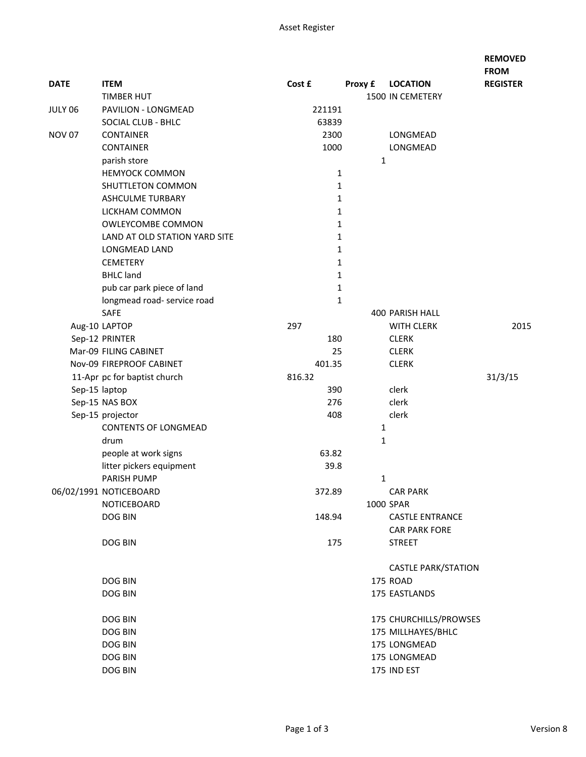# Asset Register

| DATE | ITEM | Cost £ | Proxy £ | LOCATION | REMOVED FROM REGISTER |
|---|---|---|---|---|---|
| | TIMBER HUT | | 1500 | IN CEMETERY | |
| JULY 06 | PAVILION - LONGMEAD | 221191 | | | |
| | SOCIAL CLUB - BHLC | 63839 | | | |
| NOV 07 | CONTAINER | 2300 | | LONGMEAD | |
| | CONTAINER | 1000 | | LONGMEAD | |
| | parish store | | 1 | | |
| | HEMYOCK COMMON | 1 | | | |
| | SHUTTLETON COMMON | 1 | | | |
| | ASHCULME TURBARY | 1 | | | |
| | LICKHAM COMMON | 1 | | | |
| | OWLEYCOMBE COMMON | 1 | | | |
| | LAND AT OLD STATION YARD SITE | 1 | | | |
| | LONGMEAD LAND | 1 | | | |
| | CEMETERY | 1 | | | |
| | BHLC land | 1 | | | |
| | pub car park piece of land | 1 | | | |
| | longmead road- service road | 1 | | | |
| | SAFE | | 400 | PARISH HALL | |
| Aug-10 | LAPTOP | 297 | | WITH CLERK | 2015 |
| Sep-12 | PRINTER | 180 | | CLERK | |
| Mar-09 | FILING CABINET | 25 | | CLERK | |
| Nov-09 | FIREPROOF CABINET | 401.35 | | CLERK | |
| 11-Apr | pc for baptist church | 816.32 | | | 31/3/15 |
| Sep-15 | laptop | 390 | | clerk | |
| Sep-15 | NAS BOX | 276 | | clerk | |
| Sep-15 | projector | 408 | | clerk | |
| | CONTENTS OF LONGMEAD | | 1 | | |
| | drum | | 1 | | |
| | people at work signs | 63.82 | | | |
| | litter pickers equipment | 39.8 | | | |
| | PARISH PUMP | | 1 | | |
| 06/02/1991 | NOTICEBOARD | 372.89 | | CAR PARK | |
| | NOTICEBOARD | | 1000 | SPAR | |
| | DOG BIN | 148.94 | | CASTLE ENTRANCE | |
| | DOG BIN | 175 | | CAR PARK FORE STREET | |
| | DOG BIN | | 175 | CASTLE PARK/STATION ROAD | |
| | DOG BIN | | 175 | EASTLANDS | |
| | DOG BIN | | 175 | CHURCHILLS/PROWSES | |
| | DOG BIN | | 175 | MILLHAYES/BHLC | |
| | DOG BIN | | 175 | LONGMEAD | |
| | DOG BIN | | 175 | LONGMEAD | |
| | DOG BIN | | 175 | IND EST | |

Version 8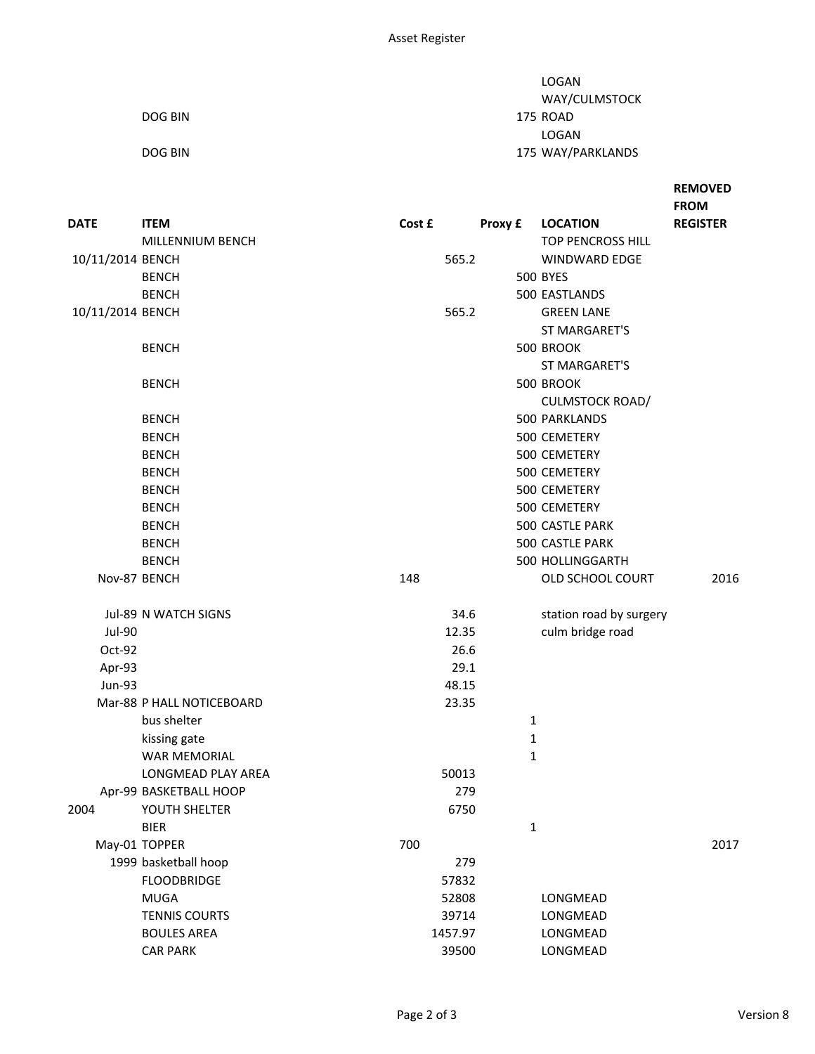| DATE | ITEM | Cost £ | Proxy £ | LOCATION | REMOVED FROM REGISTER |
|---|---|---|---|---|---|
| | DOG BIN | | 175 | LOGAN WAY/CULMSTOCK ROAD | |
| | DOG BIN | | 175 | LOGAN WAY/PARKLANDS | |
| | MILLENNIUM BENCH | | | TOP PENCROSS HILL | |
| 10/11/2014 | BENCH | 565.2 | | WINDWARD EDGE | |
| | BENCH | | 500 | BYES | |
| | BENCH | | 500 | EASTLANDS | |
| 10/11/2014 | BENCH | 565.2 | | GREEN LANE | |
| | BENCH | | 500 | ST MARGARET'S BROOK | |
| | BENCH | | 500 | ST MARGARET'S BROOK | |
| | BENCH | | 500 | CULMSTOCK ROAD/ PARKLANDS | |
| | BENCH | | 500 | CEMETERY | |
| | BENCH | | 500 | CEMETERY | |
| | BENCH | | 500 | CEMETERY | |
| | BENCH | | 500 | CEMETERY | |
| | BENCH | | 500 | CEMETERY | |
| | BENCH | | 500 | CASTLE PARK | |
| | BENCH | | 500 | CASTLE PARK | |
| | BENCH | | 500 | HOLLINGGARTH | |
| Nov-87 | BENCH | 148 | | OLD SCHOOL COURT | 2016 |
| | | | | | |
| Jul-89 | N WATCH SIGNS | 34.6 | | station road by surgery | |
| Jul-90 | | 12.35 | | culm bridge road | |
| Oct-92 | | 26.6 | | | |
| Apr-93 | | 29.1 | | | |
| Jun-93 | | 48.15 | | | |
| Mar-88 | P HALL NOTICEBOARD | 23.35 | | | |
| | bus shelter | | 1 | | |
| | kissing gate | | 1 | | |
| | WAR MEMORIAL | | 1 | | |
| | LONGMEAD PLAY AREA | 50013 | | | |
| Apr-99 | BASKETBALL HOOP | 279 | | | |
| 2004 | YOUTH SHELTER | 6750 | | | |
| | BIER | | 1 | | |
| May-01 | TOPPER | 700 | | | 2017 |
| 1999 | basketball hoop | 279 | | | |
| | FLOODBRIDGE | 57832 | | | |
| | MUGA | 52808 | | LONGMEAD | |
| | TENNIS COURTS | 39714 | | LONGMEAD | |
| | BOULES AREA | 1457.97 | | LONGMEAD | |
| | CAR PARK | 39500 | | LONGMEAD | |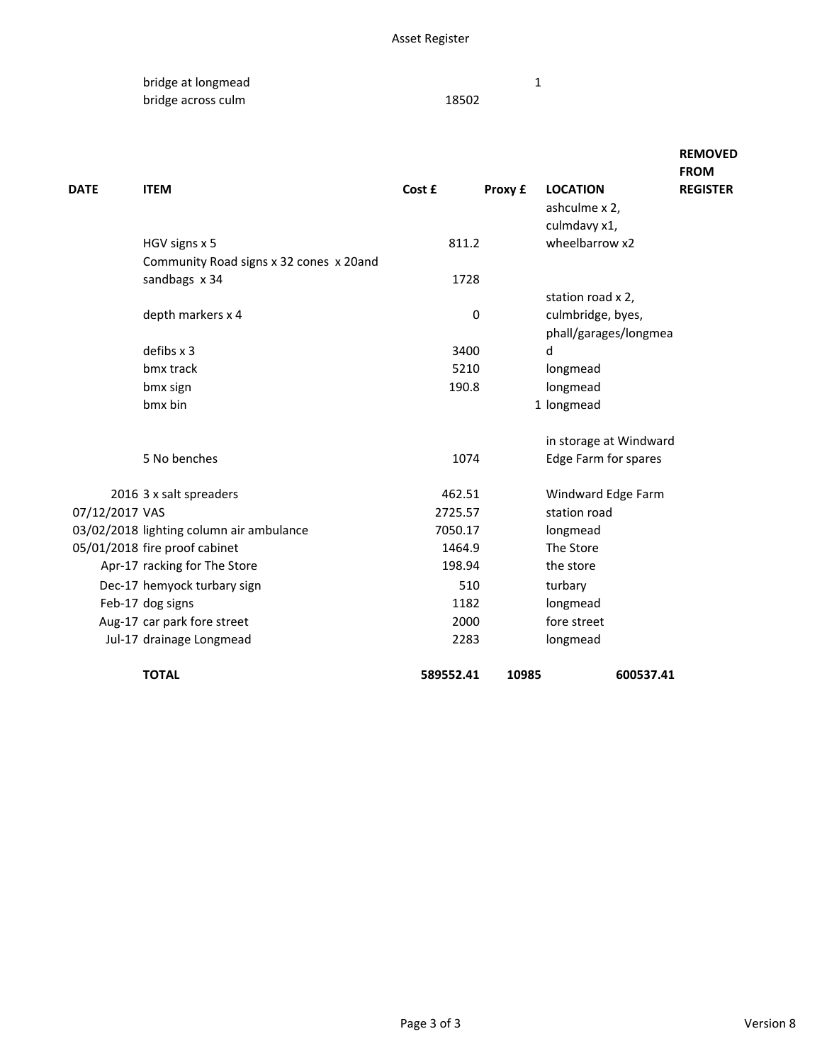| DATE | ITEM | Cost £ | Proxy £ | LOCATION | REMOVED FROM REGISTER |
|---|---|---|---|---|---|
| | bridge at longmead | | 1 | | |
| | bridge across culm | 18502 | | | |
| | HGV signs x 5 | 811.2 | | ashculme x 2, culmdavy x1, wheelbarrow x2 | |
| | Community Road signs x 32 cones x 20and sandbags x 34 | 1728 | | | |
| | depth markers x 4 | 0 | | station road x 2, culmbridge, byes, | |
| | defibs x 3 | 3400 | | phall/garages/longmead | |
| | bmx track | 5210 | | longmead | |
| | bmx sign | 190.8 | | longmead | |
| | bmx bin | | 1 | longmead | |
| | 5 No benches | 1074 | | in storage at Windward Edge Farm for spares | |
| 2016 | 3 x salt spreaders | 462.51 | | Windward Edge Farm | |
| 07/12/2017 | VAS | 2725.57 | | station road | |
| 03/02/2018 | lighting column air ambulance | 7050.17 | | longmead | |
| 05/01/2018 | fire proof cabinet | 1464.9 | | The Store | |
| Apr-17 | racking for The Store | 198.94 | | the store | |
| Dec-17 | hemyock turbary sign | 510 | | turbary | |
| Feb-17 | dog signs | 1182 | | longmead | |
| Aug-17 | car park fore street | 2000 | | fore street | |
| Jul-17 | drainage Longmead | 2283 | | longmead | |
| | **TOTAL** | **589552.41** | **10985** | **600537.41** | |

Version 8